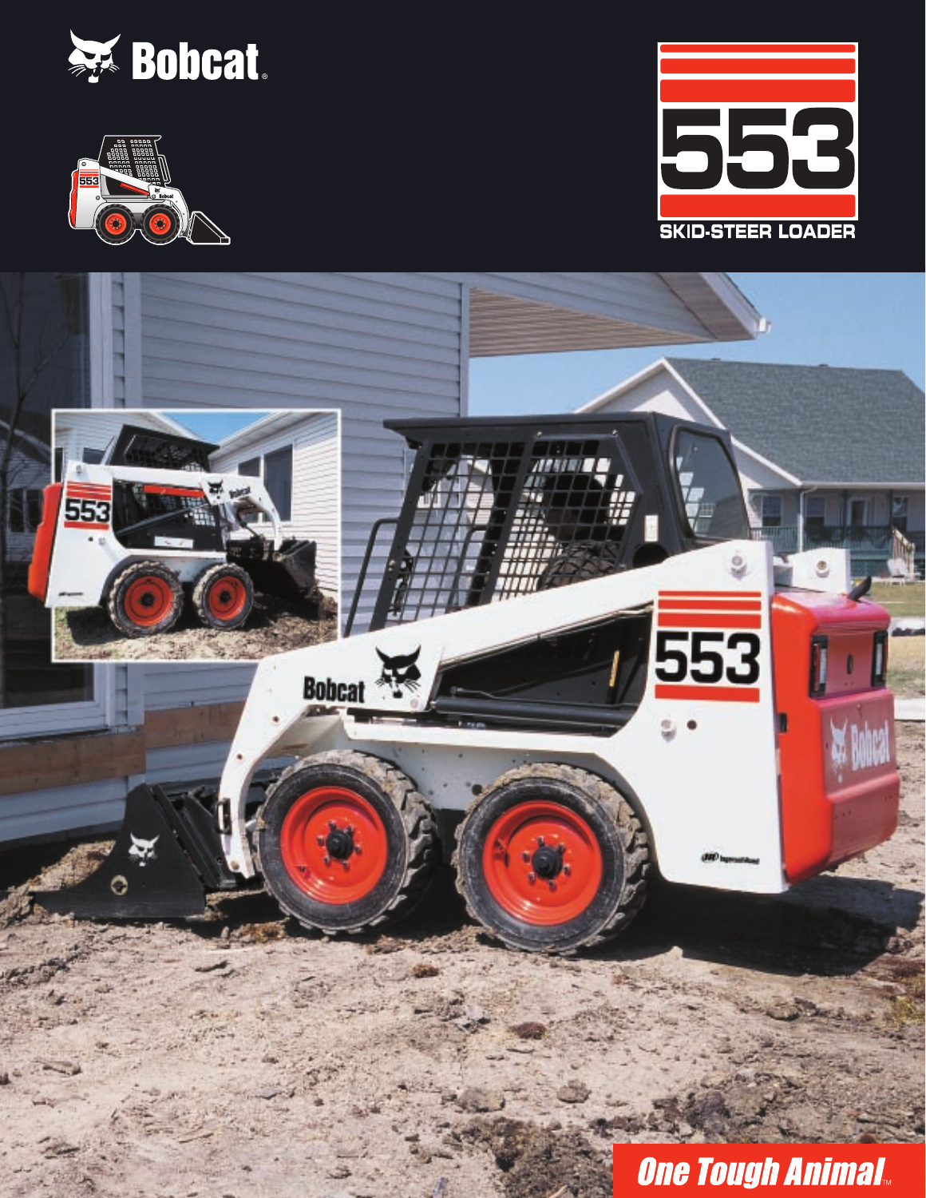# Bobcat

# 553

## SKID-STEER LOADER

*One Tough Animal™*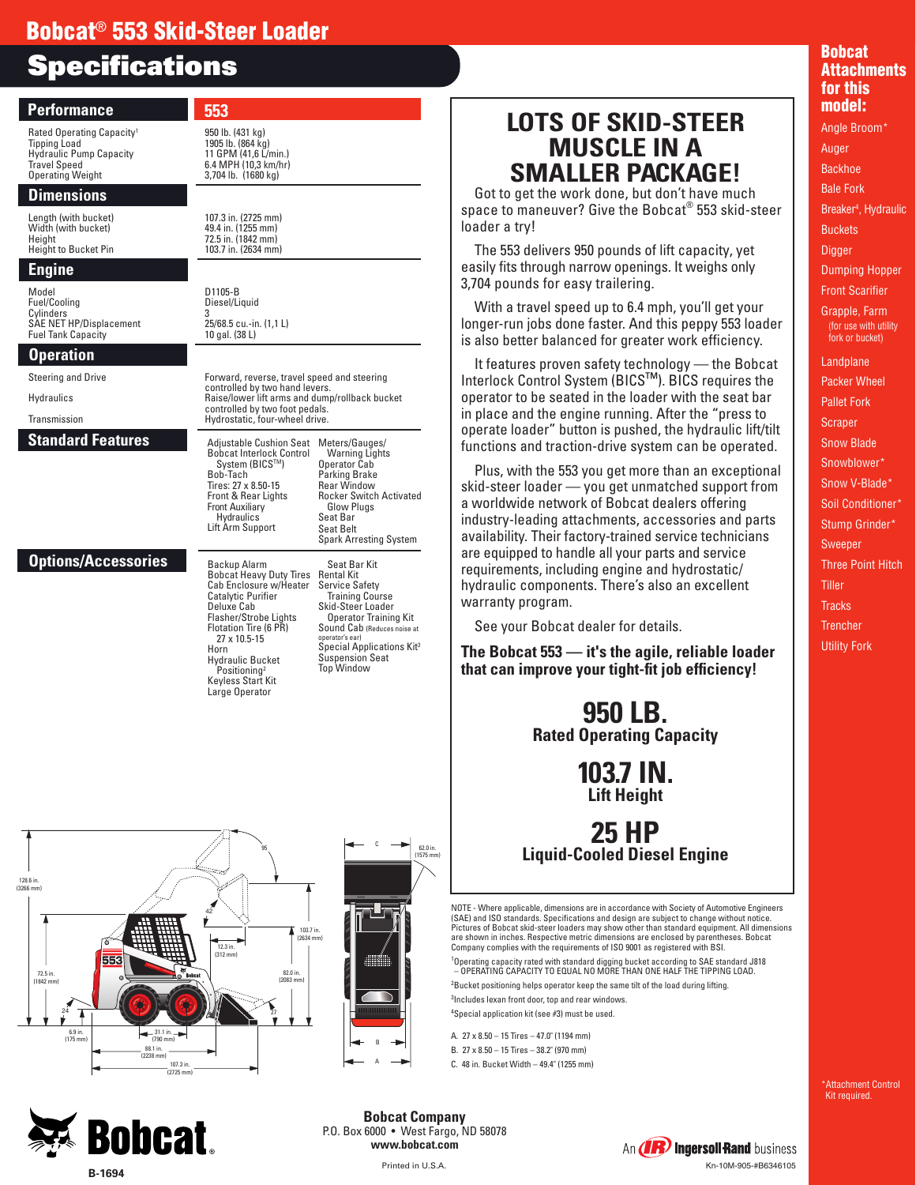# Bobcat® 553 Skid-Steer Loader

## Specifications

| Performance | 553 |
|---|---|
| Rated Operating Capacity[1] | 950 lb. (431 kg) |
| Tipping Load | 1905 lb. (864 kg) |
| Hydraulic Pump Capacity | 11 GPM (41,6 L/min.) |
| Travel Speed | 6.4 MPH (10,3 km/hr) |
| Operating Weight | 3,704 lb. (1680 kg) |
| **Dimensions** | |
| Length (with bucket) | 107.3 in. (2725 mm) |
| Width (with bucket) | 49.4 in. (1255 mm) |
| Height | 72.5 in. (1842 mm) |
| Height to Bucket Pin | 103.7 in. (2634 mm) |
| **Engine** | |
| Model | D1105-B |
| Fuel/Cooling | Diesel/Liquid |
| Cylinders | 3 |
| SAE NET HP/Displacement | 25/68.5 cu.-in. (1,1 L) |
| Fuel Tank Capacity | 10 gal. (38 L) |
| **Operation** | |
| Steering and Drive | Forward, reverse, travel speed and steering controlled by two hand levers. |
| Hydraulics | Raise/lower lift arms and dump/rollback bucket controlled by two foot pedals. |
| Transmission | Hydrostatic, four-wheel drive. |

### Standard Features

- Adjustable Cushion Seat
- Bobcat Interlock Control System (BICS™)
- Bob-Tach
- Tires: 27 x 8.50-15
- Front & Rear Lights
- Front Auxiliary Hydraulics
- Lift Arm Support
- Meters/Gauges/ Warning Lights
- Operator Cab
- Parking Brake
- Rear Window
- Rocker Switch Activated Glow Plugs
- Seat Bar
- Seat Belt
- Spark Arresting System

### Options/Accessories

- Backup Alarm
- Bobcat Heavy Duty Tires
- Cab Enclosure w/Heater
- Catalytic Purifier
- Deluxe Cab
- Flasher/Strobe Lights
- Flotation Tire (6 PR) 27 x 10.5-15
- Horn
- Hydraulic Bucket Positioning[2]
- Keyless Start Kit
- Large Operator
- Seat Bar Kit
- Rental Kit
- Service Safety Training Course
- Skid-Steer Loader Operator Training Kit
- Sound Cab (Reduces noise at operator's ear)
- Special Applications Kit[3]
- Suspension Seat
- Top Window

128.6 in. (3266 mm)
95
42
103.7 in. (2634 mm)
12.3 in. (312 mm)
72.5 in. (1842 mm)
82.0 in. (2083 mm)
24
27
6.9 in. (175 mm)
31.1 in. (790 mm)
88.1 in. (2238 mm)
107.3 in. (2725 mm)
C
62.0 in. (1575 mm)
B
A

## LOTS OF SKID-STEER MUSCLE IN A SMALLER PACKAGE!

Got to get the work done, but don't have much space to maneuver? Give the Bobcat® 553 skid-steer loader a try!

The 553 delivers 950 pounds of lift capacity, yet easily fits through narrow openings. It weighs only 3,704 pounds for easy trailering.

With a travel speed up to 6.4 mph, you'll get your longer-run jobs done faster. And this peppy 553 loader is also better balanced for greater work efficiency.

It features proven safety technology — the Bobcat Interlock Control System (BICS™). BICS requires the operator to be seated in the loader with the seat bar in place and the engine running. After the "press to operate loader" button is pushed, the hydraulic lift/tilt functions and traction-drive system can be operated.

Plus, with the 553 you get more than an exceptional skid-steer loader — you get unmatched support from a worldwide network of Bobcat dealers offering industry-leading attachments, accessories and parts availability. Their factory-trained service technicians are equipped to handle all your parts and service requirements, including engine and hydrostatic/ hydraulic components. There's also an excellent warranty program.

See your Bobcat dealer for details.

**The Bobcat 553 — it's the agile, reliable loader that can improve your tight-fit job efficiency!**

**950 LB.**
**Rated Operating Capacity**

**103.7 IN.**
**Lift Height**

**25 HP**
**Liquid-Cooled Diesel Engine**

NOTE - Where applicable, dimensions are in accordance with Society of Automotive Engineers (SAE) and ISO standards. Specifications and design are subject to change without notice. Pictures of Bobcat skid-steer loaders may show other than standard equipment. All dimensions are shown in inches. Respective metric dimensions are enclosed by parentheses. Bobcat Company complies with the requirements of ISO 9001 as registered with BSI.

[1]Operating capacity rated with standard digging bucket according to SAE standard J818 – OPERATING CAPACITY TO EQUAL NO MORE THAN ONE HALF THE TIPPING LOAD.

[2]Bucket positioning helps operator keep the same tilt of the load during lifting.

[3]Includes lexan front door, top and rear windows.

[4]Special application kit (see #3) must be used.

A. 27 x 8.50 – 15 Tires – 47.0" (1194 mm)
B. 27 x 8.50 – 15 Tires – 38.2" (970 mm)
C. 48 in. Bucket Width – 49.4" (1255 mm)

## Bobcat Attachments for this model:

- Angle Broom*
- Auger
- Backhoe
- Bale Fork
- Breaker[4], Hydraulic
- Buckets
- Digger
- Dumping Hopper
- Front Scarifier
- Grapple, Farm (for use with utility fork or bucket)
- Landplane
- Packer Wheel
- Pallet Fork
- Scraper
- Snow Blade
- Snowblower*
- Snow V-Blade*
- Soil Conditioner*
- Stump Grinder*
- Sweeper
- Three Point Hitch
- Tiller
- Tracks
- Trencher
- Utility Fork

*Attachment Control Kit required.

Bobcat®

B-1694

**Bobcat Company**
P.O. Box 6000 • West Fargo, ND 58078
**www.bobcat.com**

Printed in U.S.A.

An Ingersoll-Rand business

Kn-10M-905-#B6346105